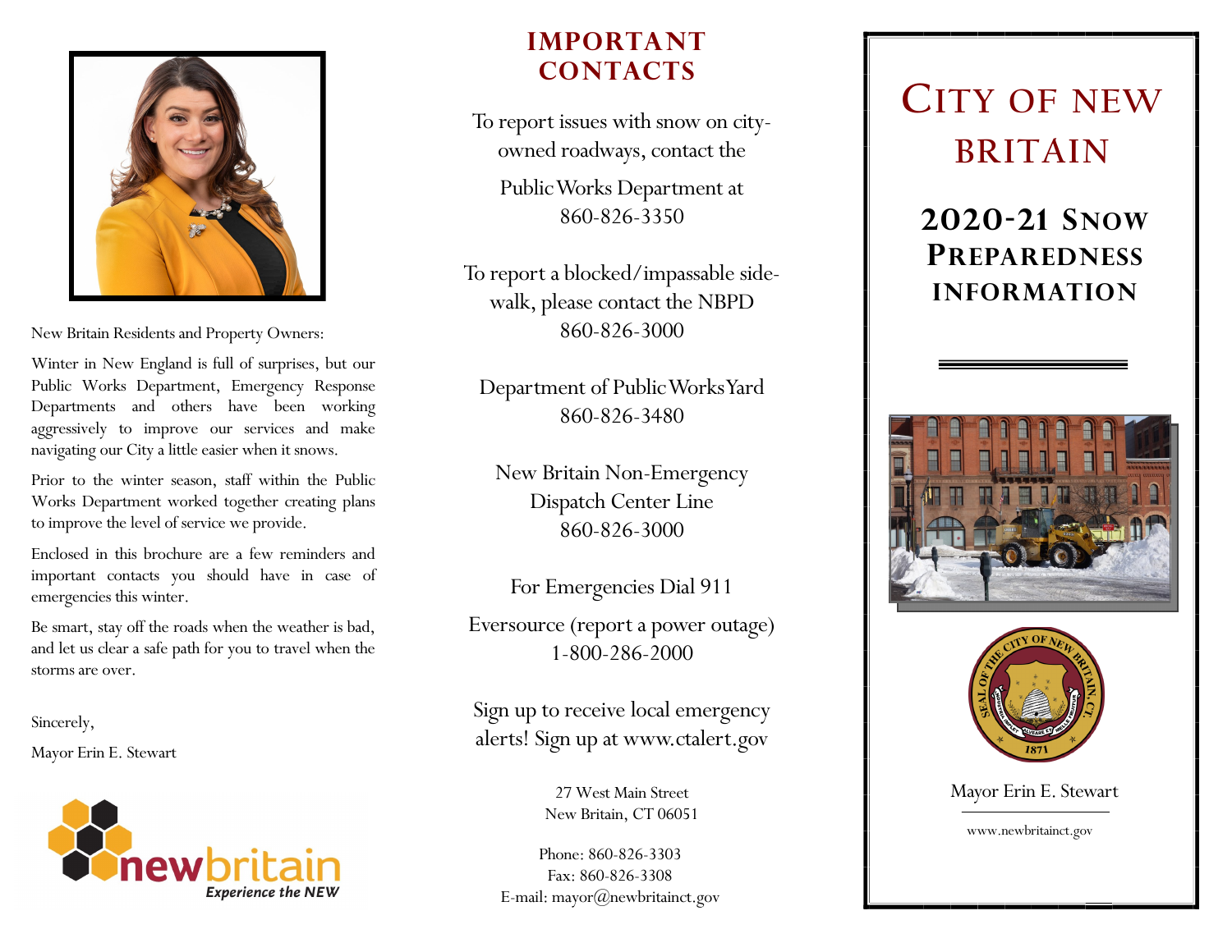New Britain Residents and Property Owners:

Winter in New England is full of surprises, but our Public Works Department, Emergency Response Departments and others have been working aggressively to improve our services and make navigating our City a little easier when it snows.

Prior to the winter season, staff within the Public Works Department worked together creating plans to improve the level of service we provide.

Enclosed in this brochure are a few reminders and important contacts you should have in case of emergencies this winter.

Be smart, stay off the roads when the weather is bad, and let us clear a safe path for you to travel when the storms are over.

Sincerely,

Mayor Erin E. Stewart

newbritain
*Experience the NEW*

## IMPORTANT CONTACTS

To report issues with snow on city-owned roadways, contact the

Public Works Department at
860-826-3350

To report a blocked/impassable side-walk, please contact the NBPD
860-826-3000

Department of Public Works Yard
860-826-3480

New Britain Non-Emergency Dispatch Center Line
860-826-3000

For Emergencies Dial 911

Eversource (report a power outage)
1-800-286-2000

Sign up to receive local emergency alerts! Sign up at www.ctalert.gov

27 West Main Street
New Britain, CT 06051

Phone: 860-826-3303
Fax: 860-826-3308
E-mail: mayor@newbritainct.gov

# City of New Britain

## 2020-21 Snow Preparedness Information

Mayor Erin E. Stewart

www.newbritainct.gov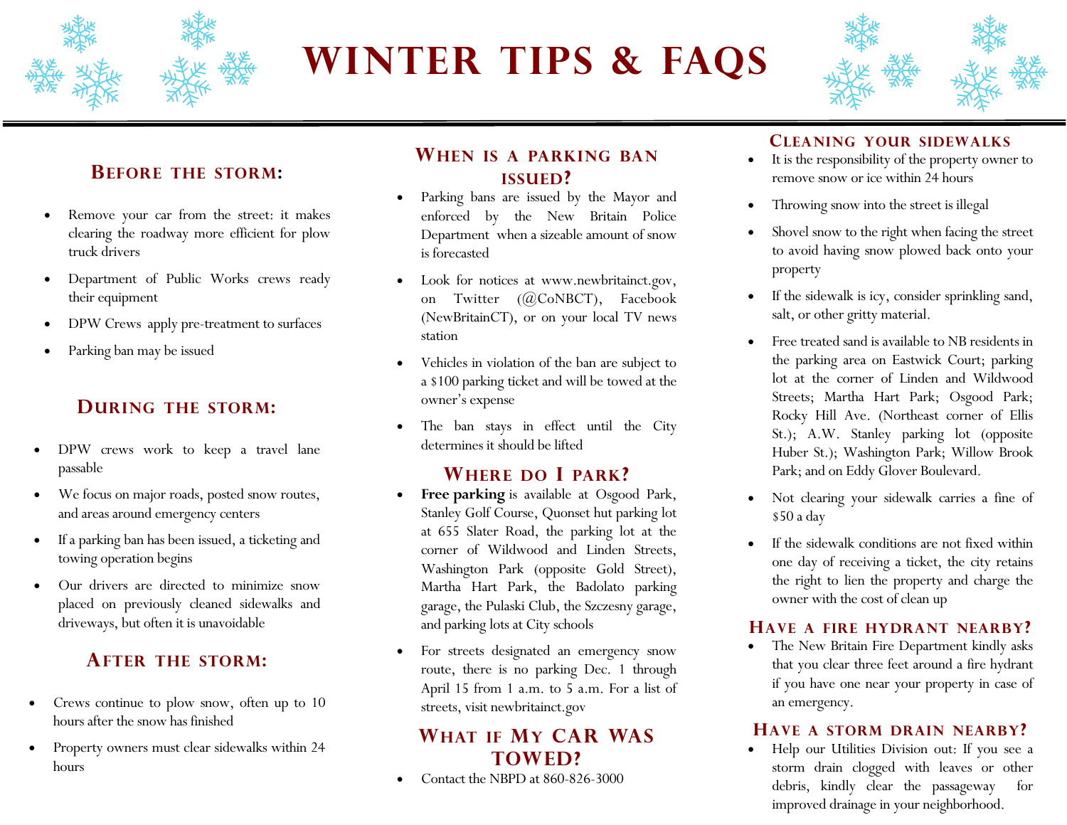# WINTER TIPS & FAQS

## Before the storm:

- Remove your car from the street: it makes clearing the roadway more efficient for plow truck drivers
- Department of Public Works crews ready their equipment
- DPW Crews apply pre-treatment to surfaces
- Parking ban may be issued

## During the storm:

- DPW crews work to keep a travel lane passable
- We focus on major roads, posted snow routes, and areas around emergency centers
- If a parking ban has been issued, a ticketing and towing operation begins
- Our drivers are directed to minimize snow placed on previously cleaned sidewalks and driveways, but often it is unavoidable

## After the storm:

- Crews continue to plow snow, often up to 10 hours after the snow has finished
- Property owners must clear sidewalks within 24 hours

## When is a parking ban issued?

- Parking bans are issued by the Mayor and enforced by the New Britain Police Department when a sizeable amount of snow is forecasted
- Look for notices at www.newbritainct.gov, on Twitter (@CoNBCT), Facebook (NewBritainCT), or on your local TV news station
- Vehicles in violation of the ban are subject to a $100 parking ticket and will be towed at the owner's expense
- The ban stays in effect until the City determines it should be lifted

## Where do I park?

- **Free parking** is available at Osgood Park, Stanley Golf Course, Quonset hut parking lot at 655 Slater Road, the parking lot at the corner of Wildwood and Linden Streets, Washington Park (opposite Gold Street), Martha Hart Park, the Badolato parking garage, the Pulaski Club, the Szczesny garage, and parking lots at City schools
- For streets designated an emergency snow route, there is no parking Dec. 1 through April 15 from 1 a.m. to 5 a.m. For a list of streets, visit newbritainct.gov

## What if My CAR WAS TOWED?

- Contact the NBPD at 860-826-3000

## Cleaning your sidewalks

- It is the responsibility of the property owner to remove snow or ice within 24 hours
- Throwing snow into the street is illegal
- Shovel snow to the right when facing the street to avoid having snow plowed back onto your property
- If the sidewalk is icy, consider sprinkling sand, salt, or other gritty material.
- Free treated sand is available to NB residents in the parking area on Eastwick Court; parking lot at the corner of Linden and Wildwood Streets; Martha Hart Park; Osgood Park; Rocky Hill Ave. (Northeast corner of Ellis St.); A.W. Stanley parking lot (opposite Huber St.); Washington Park; Willow Brook Park; and on Eddy Glover Boulevard.
- Not clearing your sidewalk carries a fine of $50 a day
- If the sidewalk conditions are not fixed within one day of receiving a ticket, the city retains the right to lien the property and charge the owner with the cost of clean up

## Have a fire hydrant nearby?

- The New Britain Fire Department kindly asks that you clear three feet around a fire hydrant if you have one near your property in case of an emergency.

## Have a storm drain nearby?

- Help our Utilities Division out: If you see a storm drain clogged with leaves or other debris, kindly clear the passageway for improved drainage in your neighborhood.